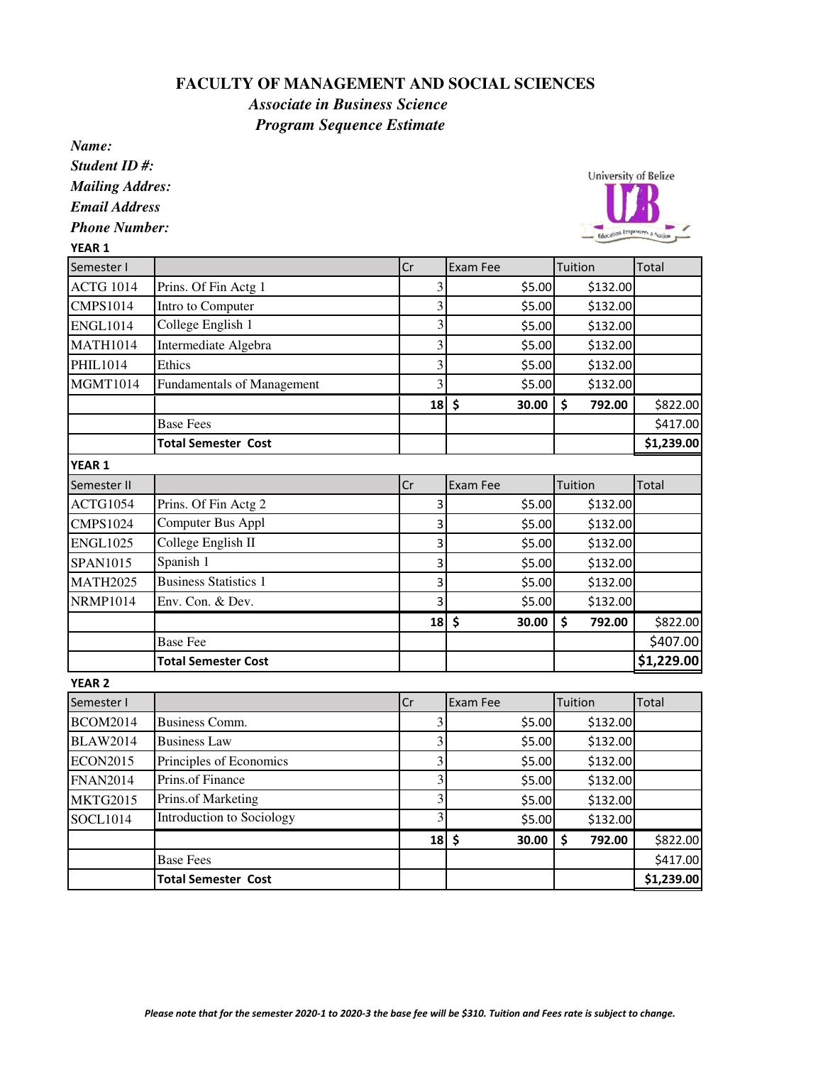# FACULTY OF MANAGEMENT AND SOCIAL SCIENCES

## *Associate in Business Science*

## *Program Sequence Estimate*

***Name:***

***Student ID #:***

***Mailing Addres:***

***Email Address***

***Phone Number:***

**YEAR 1**

| Semester I | | Cr | Exam Fee | Tuition | Total |
|---|---|---|---|---|---|
| ACTG 1014 | Prins. Of Fin Actg 1 | 3 | $5.00 | $132.00 | |
| CMPS1014 | Intro to Computer | 3 | $5.00 | $132.00 | |
| ENGL1014 | College English 1 | 3 | $5.00 | $132.00 | |
| MATH1014 | Intermediate Algebra | 3 | $5.00 | $132.00 | |
| PHIL1014 | Ethics | 3 | $5.00 | $132.00 | |
| MGMT1014 | Fundamentals of Management | 3 | $5.00 | $132.00 | |
| | | **18** | **$ 30.00** | **$ 792.00** | $822.00 |
| | Base Fees | | | | $417.00 |
| | **Total Semester Cost** | | | | **$1,239.00** |

**YEAR 1**

| Semester II | | Cr | Exam Fee | Tuition | Total |
|---|---|---|---|---|---|
| ACTG1054 | Prins. Of Fin Actg 2 | 3 | $5.00 | $132.00 | |
| CMPS1024 | Computer Bus Appl | 3 | $5.00 | $132.00 | |
| ENGL1025 | College English II | 3 | $5.00 | $132.00 | |
| SPAN1015 | Spanish 1 | 3 | $5.00 | $132.00 | |
| MATH2025 | Business Statistics 1 | 3 | $5.00 | $132.00 | |
| NRMP1014 | Env. Con. & Dev. | 3 | $5.00 | $132.00 | |
| | | **18** | **$ 30.00** | **$ 792.00** | $822.00 |
| | Base Fee | | | | $407.00 |
| | **Total Semester Cost** | | | | **$1,229.00** |

**YEAR 2**

| Semester I | | Cr | Exam Fee | Tuition | Total |
|---|---|---|---|---|---|
| BCOM2014 | Business Comm. | 3 | $5.00 | $132.00 | |
| BLAW2014 | Business Law | 3 | $5.00 | $132.00 | |
| ECON2015 | Principles of Economics | 3 | $5.00 | $132.00 | |
| FNAN2014 | Prins.of Finance | 3 | $5.00 | $132.00 | |
| MKTG2015 | Prins.of Marketing | 3 | $5.00 | $132.00 | |
| SOCL1014 | Introduction to Sociology | 3 | $5.00 | $132.00 | |
| | | **18** | **$ 30.00** | **$ 792.00** | $822.00 |
| | Base Fees | | | | $417.00 |
| | **Total Semester Cost** | | | | **$1,239.00** |

***Please note that for the semester 2020-1 to 2020-3 the base fee will be $310. Tuition and Fees rate is subject to change.***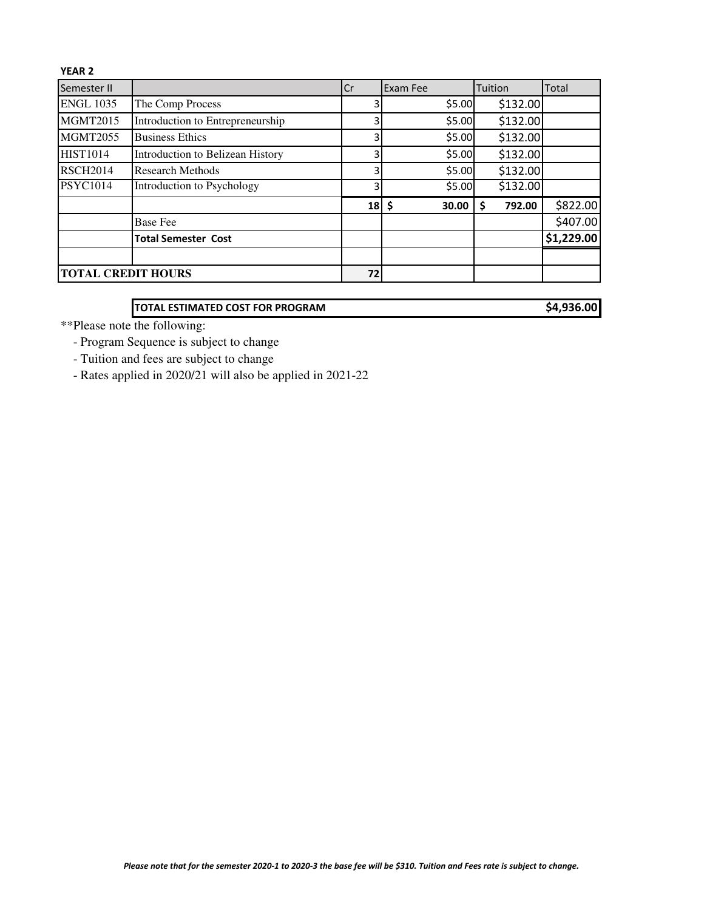**YEAR 2**

| Semester II | | Cr | Exam Fee | Tuition | Total |
|---|---|---|---|---|---|
| ENGL 1035 | The Comp Process | 3 | $5.00 | $132.00 | |
| MGMT2015 | Introduction to Entrepreneurship | 3 | $5.00 | $132.00 | |
| MGMT2055 | Business Ethics | 3 | $5.00 | $132.00 | |
| HIST1014 | Introduction to Belizean History | 3 | $5.00 | $132.00 | |
| RSCH2014 | Research Methods | 3 | $5.00 | $132.00 | |
| PSYC1014 | Introduction to Psychology | 3 | $5.00 | $132.00 | |
| | | **18** | **$ 30.00** | **$ 792.00** | $822.00 |
| | Base Fee | | | | $407.00 |
| | **Total Semester Cost** | | | | **$1,229.00** |
| | | | | | |
| **TOTAL CREDIT HOURS** | | **72** | | | |

| | |
|---|---|
| **TOTAL ESTIMATED COST FOR PROGRAM** | **$4,936.00** |

**Please note the following:

- Program Sequence is subject to change
- Tuition and fees are subject to change
- Rates applied in 2020/21 will also be applied in 2021-22

***Please note that for the semester 2020-1 to 2020-3 the base fee will be $310. Tuition and Fees rate is subject to change.***